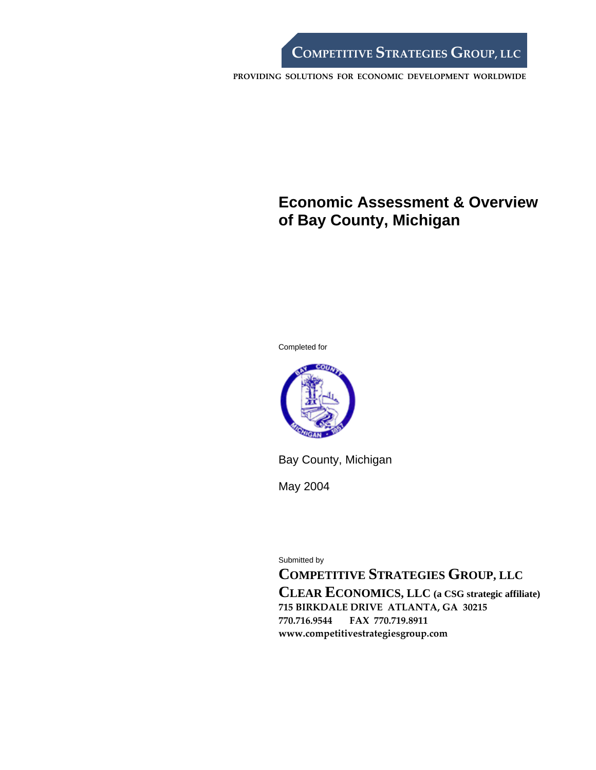**COMPETITIVE STRATEGIES GROUP, LLC**

PROVIDING SOLUTIONS FOR ECONOMIC DEVELOPMENT WORLDWIDE

# Economic Assessment & Overview of Bay County, Michigan

Completed for

Bay County, Michigan

May 2004

Submitted by

**COMPETITIVE STRATEGIES GROUP, LLC**

**CLEAR ECONOMICS, LLC (a CSG strategic affiliate)**

**715 BIRKDALE DRIVE ATLANTA, GA 30215**

**770.716.9544 FAX 770.719.8911**

**www.competitivestrategiesgroup.com**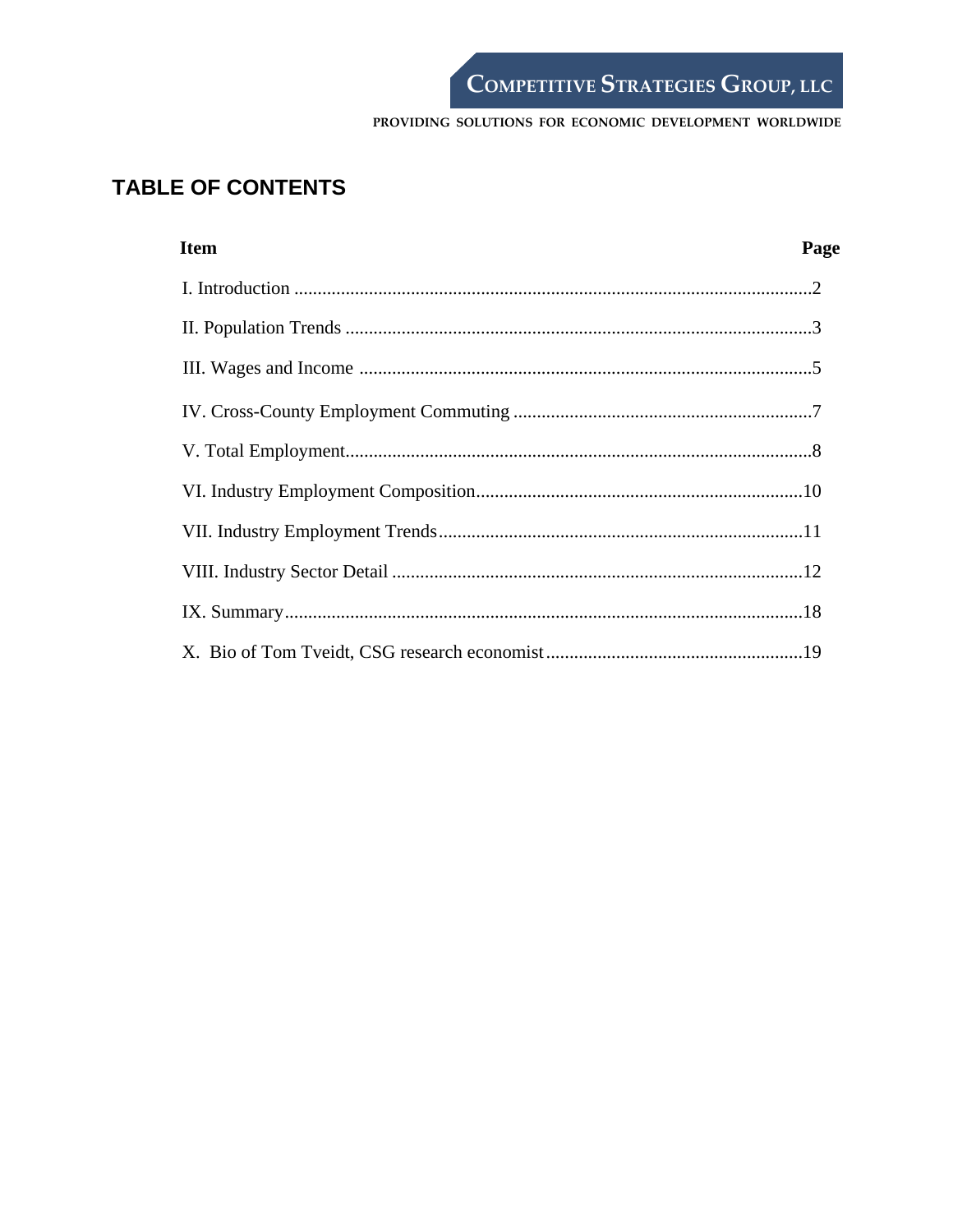# TABLE OF CONTENTS

| Item | Page |
| --- | --- |
| I. Introduction | 2 |
| II. Population Trends | 3 |
| III. Wages and Income | 5 |
| IV. Cross-County Employment Commuting | 7 |
| V. Total Employment | 8 |
| VI. Industry Employment Composition | 10 |
| VII. Industry Employment Trends | 11 |
| VIII. Industry Sector Detail | 12 |
| IX. Summary | 18 |
| X. Bio of Tom Tveidt, CSG research economist | 19 |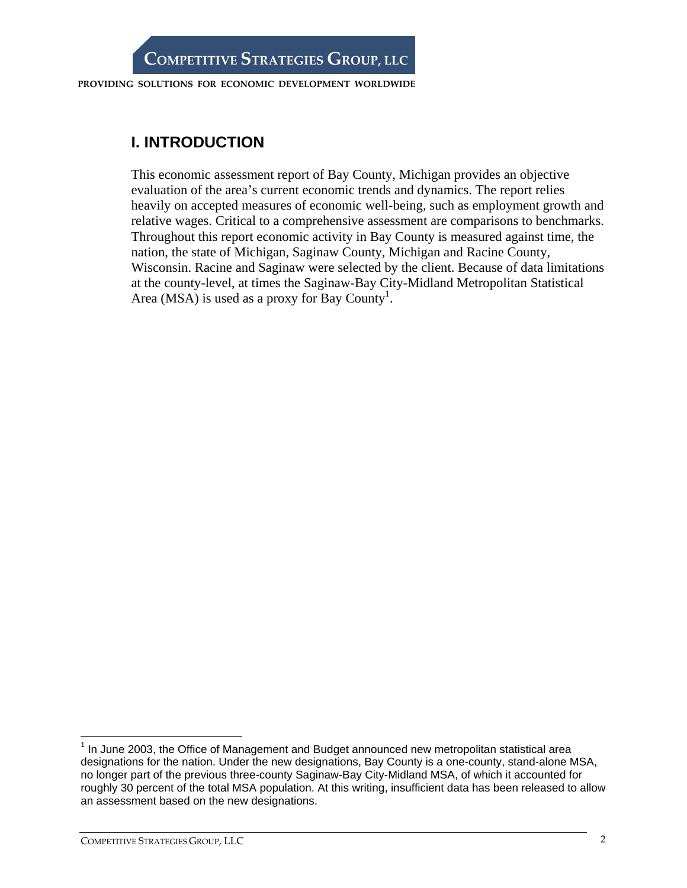# I. INTRODUCTION

This economic assessment report of Bay County, Michigan provides an objective evaluation of the area's current economic trends and dynamics. The report relies heavily on accepted measures of economic well-being, such as employment growth and relative wages. Critical to a comprehensive assessment are comparisons to benchmarks. Throughout this report economic activity in Bay County is measured against time, the nation, the state of Michigan, Saginaw County, Michigan and Racine County, Wisconsin. Racine and Saginaw were selected by the client. Because of data limitations at the county-level, at times the Saginaw-Bay City-Midland Metropolitan Statistical Area (MSA) is used as a proxy for Bay County[1].

[1] In June 2003, the Office of Management and Budget announced new metropolitan statistical area designations for the nation. Under the new designations, Bay County is a one-county, stand-alone MSA, no longer part of the previous three-county Saginaw-Bay City-Midland MSA, of which it accounted for roughly 30 percent of the total MSA population. At this writing, insufficient data has been released to allow an assessment based on the new designations.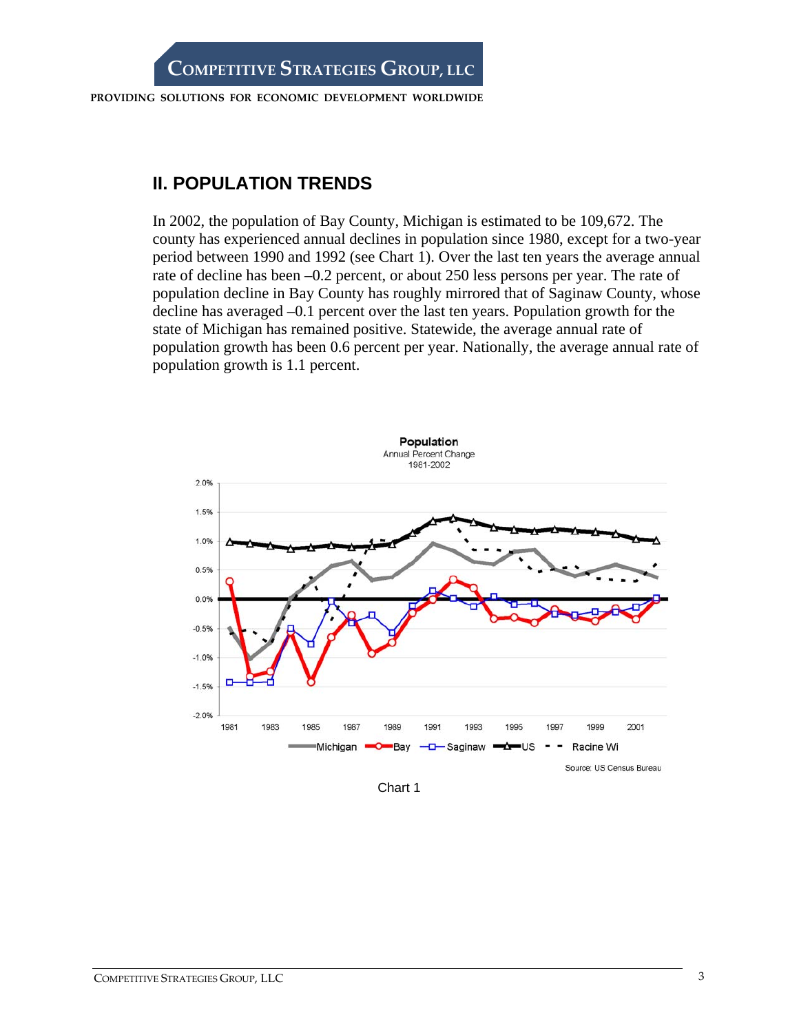## II. POPULATION TRENDS

In 2002, the population of Bay County, Michigan is estimated to be 109,672. The county has experienced annual declines in population since 1980, except for a two-year period between 1990 and 1992 (see Chart 1). Over the last ten years the average annual rate of decline has been –0.2 percent, or about 250 less persons per year. The rate of population decline in Bay County has roughly mirrored that of Saginaw County, whose decline has averaged –0.1 percent over the last ten years. Population growth for the state of Michigan has remained positive. Statewide, the average annual rate of population growth has been 0.6 percent per year. Nationally, the average annual rate of population growth is 1.1 percent.

Chart 1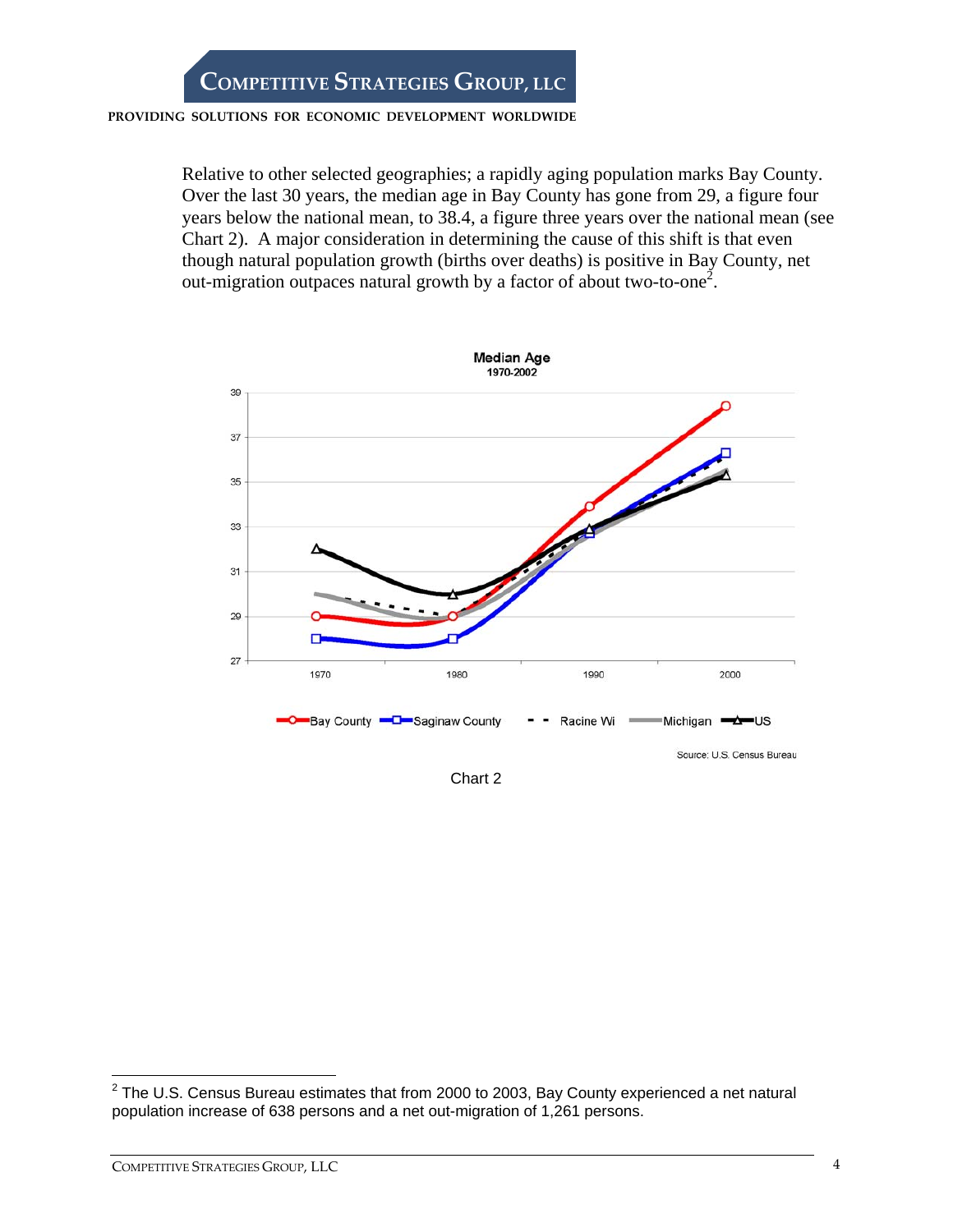Relative to other selected geographies; a rapidly aging population marks Bay County. Over the last 30 years, the median age in Bay County has gone from 29, a figure four years below the national mean, to 38.4, a figure three years over the national mean (see Chart 2). A major consideration in determining the cause of this shift is that even though natural population growth (births over deaths) is positive in Bay County, net out-migration outpaces natural growth by a factor of about two-to-one[2].

**Median Age**
**1970-2002**

Source: U.S. Census Bureau

Chart 2

[2] The U.S. Census Bureau estimates that from 2000 to 2003, Bay County experienced a net natural population increase of 638 persons and a net out-migration of 1,261 persons.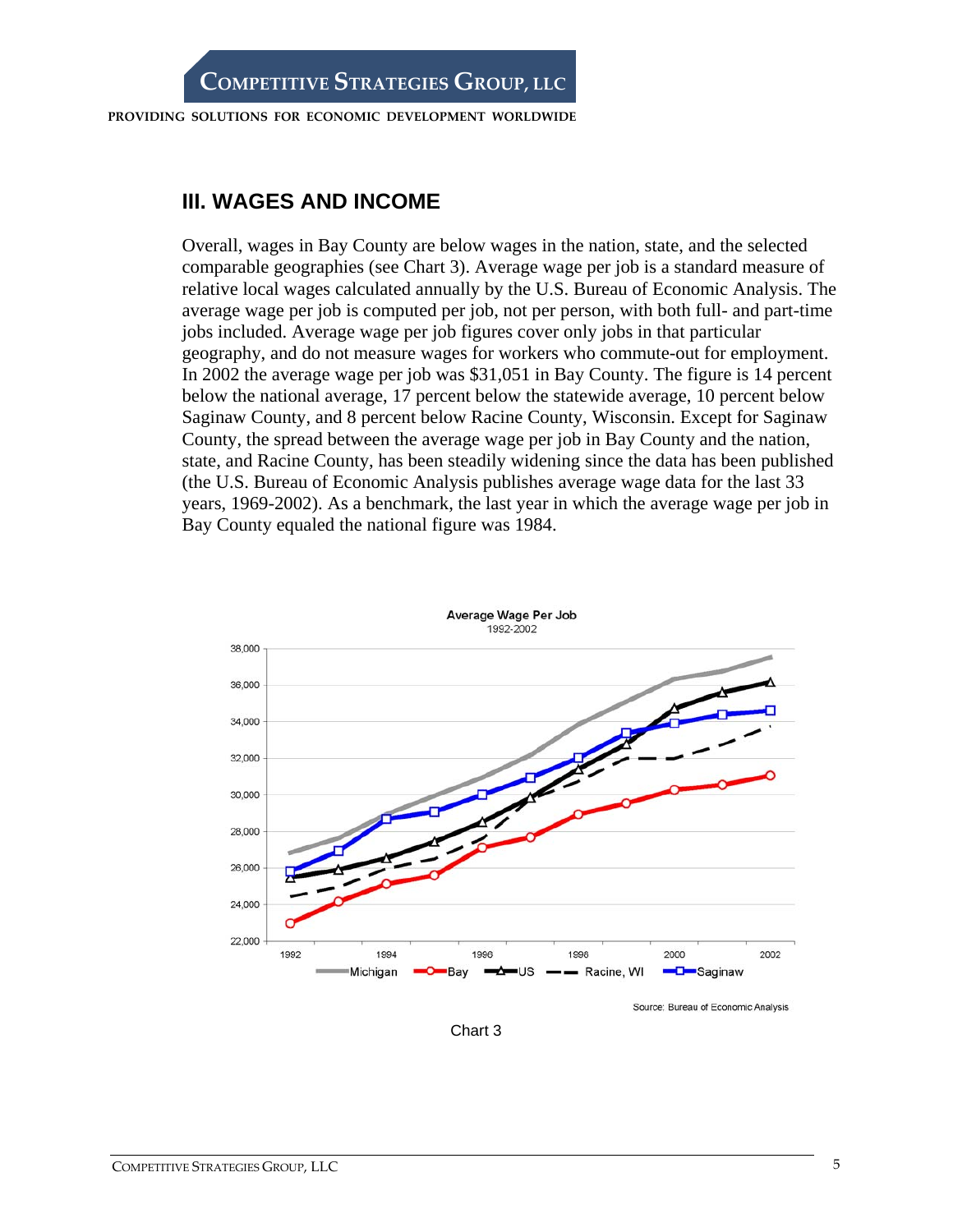## III. WAGES AND INCOME

Overall, wages in Bay County are below wages in the nation, state, and the selected comparable geographies (see Chart 3). Average wage per job is a standard measure of relative local wages calculated annually by the U.S. Bureau of Economic Analysis. The average wage per job is computed per job, not per person, with both full- and part-time jobs included. Average wage per job figures cover only jobs in that particular geography, and do not measure wages for workers who commute-out for employment. In 2002 the average wage per job was $31,051 in Bay County. The figure is 14 percent below the national average, 17 percent below the statewide average, 10 percent below Saginaw County, and 8 percent below Racine County, Wisconsin. Except for Saginaw County, the spread between the average wage per job in Bay County and the nation, state, and Racine County, has been steadily widening since the data has been published (the U.S. Bureau of Economic Analysis publishes average wage data for the last 33 years, 1969-2002). As a benchmark, the last year in which the average wage per job in Bay County equaled the national figure was 1984.

Chart 3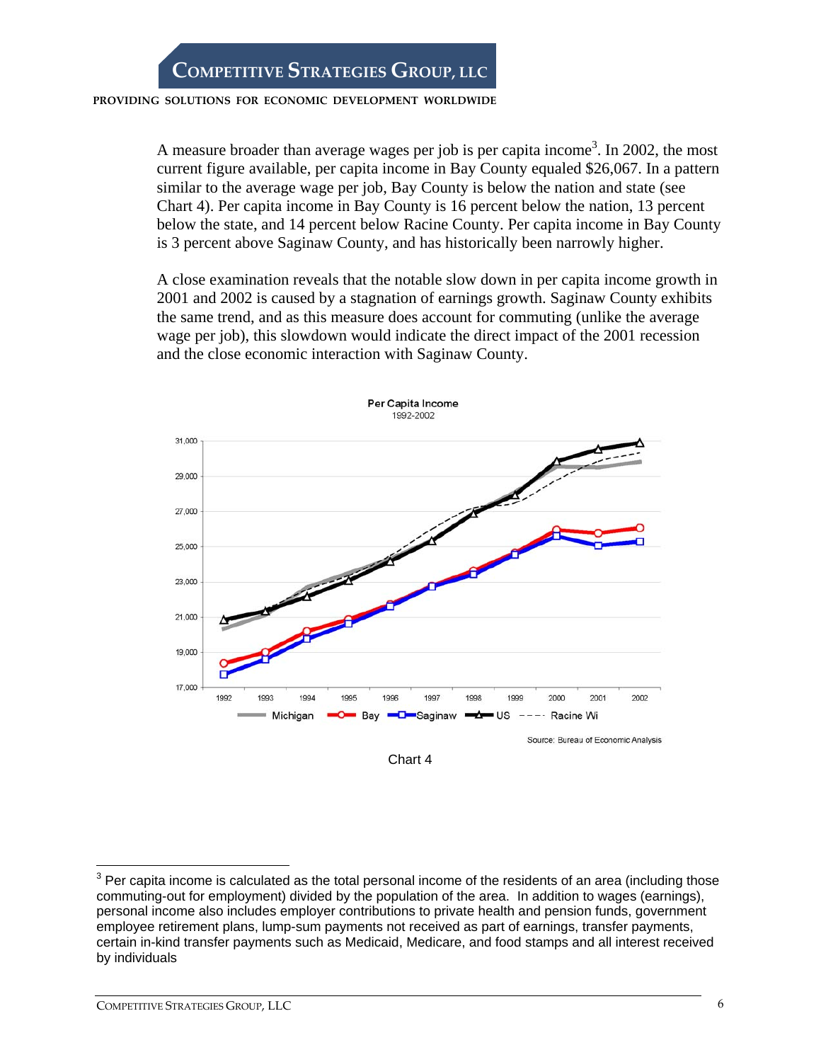A measure broader than average wages per job is per capita income[3]. In 2002, the most current figure available, per capita income in Bay County equaled $26,067. In a pattern similar to the average wage per job, Bay County is below the nation and state (see Chart 4). Per capita income in Bay County is 16 percent below the nation, 13 percent below the state, and 14 percent below Racine County. Per capita income in Bay County is 3 percent above Saginaw County, and has historically been narrowly higher.

A close examination reveals that the notable slow down in per capita income growth in 2001 and 2002 is caused by a stagnation of earnings growth. Saginaw County exhibits the same trend, and as this measure does account for commuting (unlike the average wage per job), this slowdown would indicate the direct impact of the 2001 recession and the close economic interaction with Saginaw County.

Per Capita Income
1992-2002

Michigan — Bay — Saginaw — US — Racine Wi

Source: Bureau of Economic Analysis

Chart 4

---

[3] Per capita income is calculated as the total personal income of the residents of an area (including those commuting-out for employment) divided by the population of the area. In addition to wages (earnings), personal income also includes employer contributions to private health and pension funds, government employee retirement plans, lump-sum payments not received as part of earnings, transfer payments, certain in-kind transfer payments such as Medicaid, Medicare, and food stamps and all interest received by individuals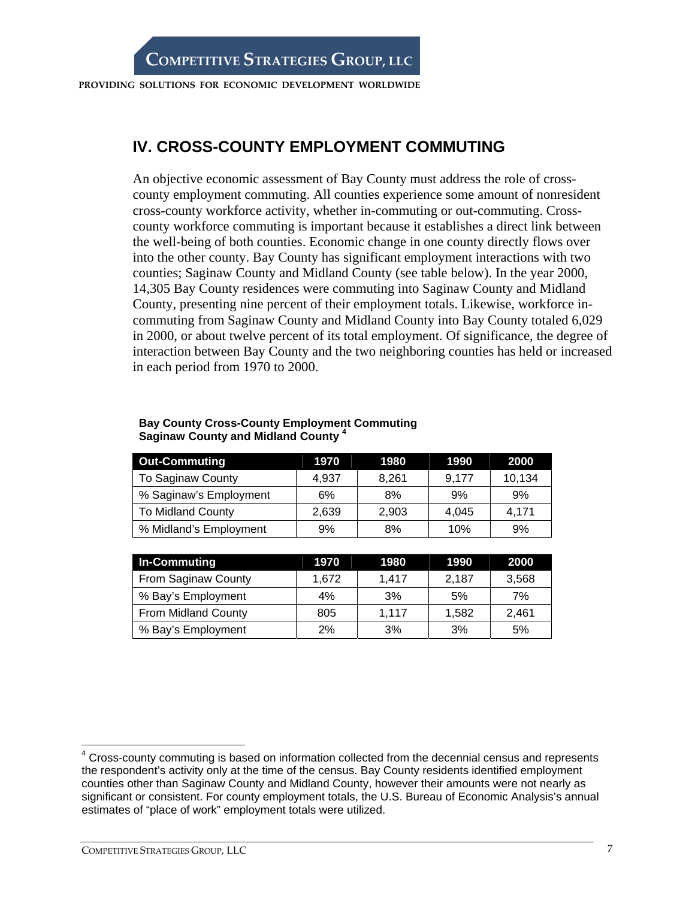## IV. CROSS-COUNTY EMPLOYMENT COMMUTING

An objective economic assessment of Bay County must address the role of cross-county employment commuting. All counties experience some amount of nonresident cross-county workforce activity, whether in-commuting or out-commuting. Cross-county workforce commuting is important because it establishes a direct link between the well-being of both counties. Economic change in one county directly flows over into the other county. Bay County has significant employment interactions with two counties; Saginaw County and Midland County (see table below). In the year 2000, 14,305 Bay County residences were commuting into Saginaw County and Midland County, presenting nine percent of their employment totals. Likewise, workforce in-commuting from Saginaw County and Midland County into Bay County totaled 6,029 in 2000, or about twelve percent of its total employment. Of significance, the degree of interaction between Bay County and the two neighboring counties has held or increased in each period from 1970 to 2000.

**Bay County Cross-County Employment Commuting**
**Saginaw County and Midland County** [4]

| Out-Commuting | 1970 | 1980 | 1990 | 2000 |
|---|---|---|---|---|
| To Saginaw County | 4,937 | 8,261 | 9,177 | 10,134 |
| % Saginaw's Employment | 6% | 8% | 9% | 9% |
| To Midland County | 2,639 | 2,903 | 4,045 | 4,171 |
| % Midland's Employment | 9% | 8% | 10% | 9% |

| In-Commuting | 1970 | 1980 | 1990 | 2000 |
|---|---|---|---|---|
| From Saginaw County | 1,672 | 1,417 | 2,187 | 3,568 |
| % Bay's Employment | 4% | 3% | 5% | 7% |
| From Midland County | 805 | 1,117 | 1,582 | 2,461 |
| % Bay's Employment | 2% | 3% | 3% | 5% |

[4] Cross-county commuting is based on information collected from the decennial census and represents the respondent's activity only at the time of the census. Bay County residents identified employment counties other than Saginaw County and Midland County, however their amounts were not nearly as significant or consistent. For county employment totals, the U.S. Bureau of Economic Analysis's annual estimates of "place of work" employment totals were utilized.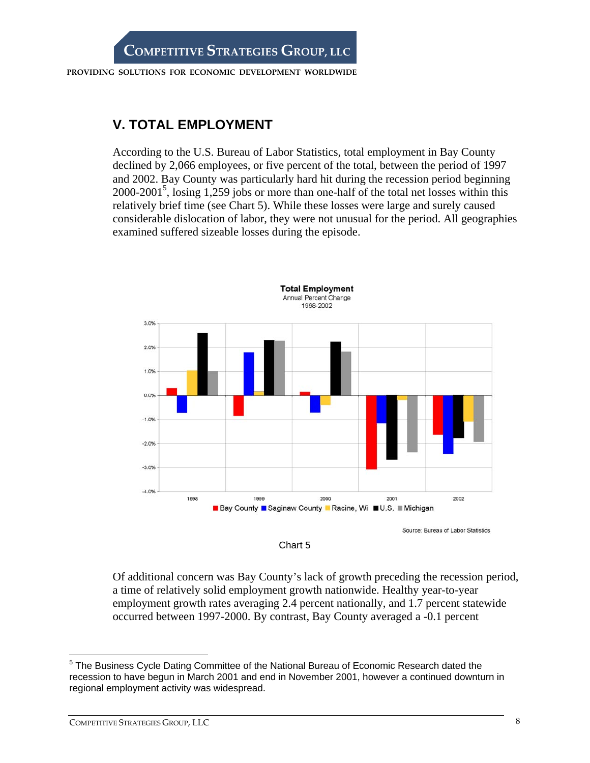## V. TOTAL EMPLOYMENT

According to the U.S. Bureau of Labor Statistics, total employment in Bay County declined by 2,066 employees, or five percent of the total, between the period of 1997 and 2002. Bay County was particularly hard hit during the recession period beginning 2000-2001[5], losing 1,259 jobs or more than one-half of the total net losses within this relatively brief time (see Chart 5). While these losses were large and surely caused considerable dislocation of labor, they were not unusual for the period. All geographies examined suffered sizeable losses during the episode.

Chart 5

Of additional concern was Bay County's lack of growth preceding the recession period, a time of relatively solid employment growth nationwide. Healthy year-to-year employment growth rates averaging 2.4 percent nationally, and 1.7 percent statewide occurred between 1997-2000. By contrast, Bay County averaged a -0.1 percent

---

[5] The Business Cycle Dating Committee of the National Bureau of Economic Research dated the recession to have begun in March 2001 and end in November 2001, however a continued downturn in regional employment activity was widespread.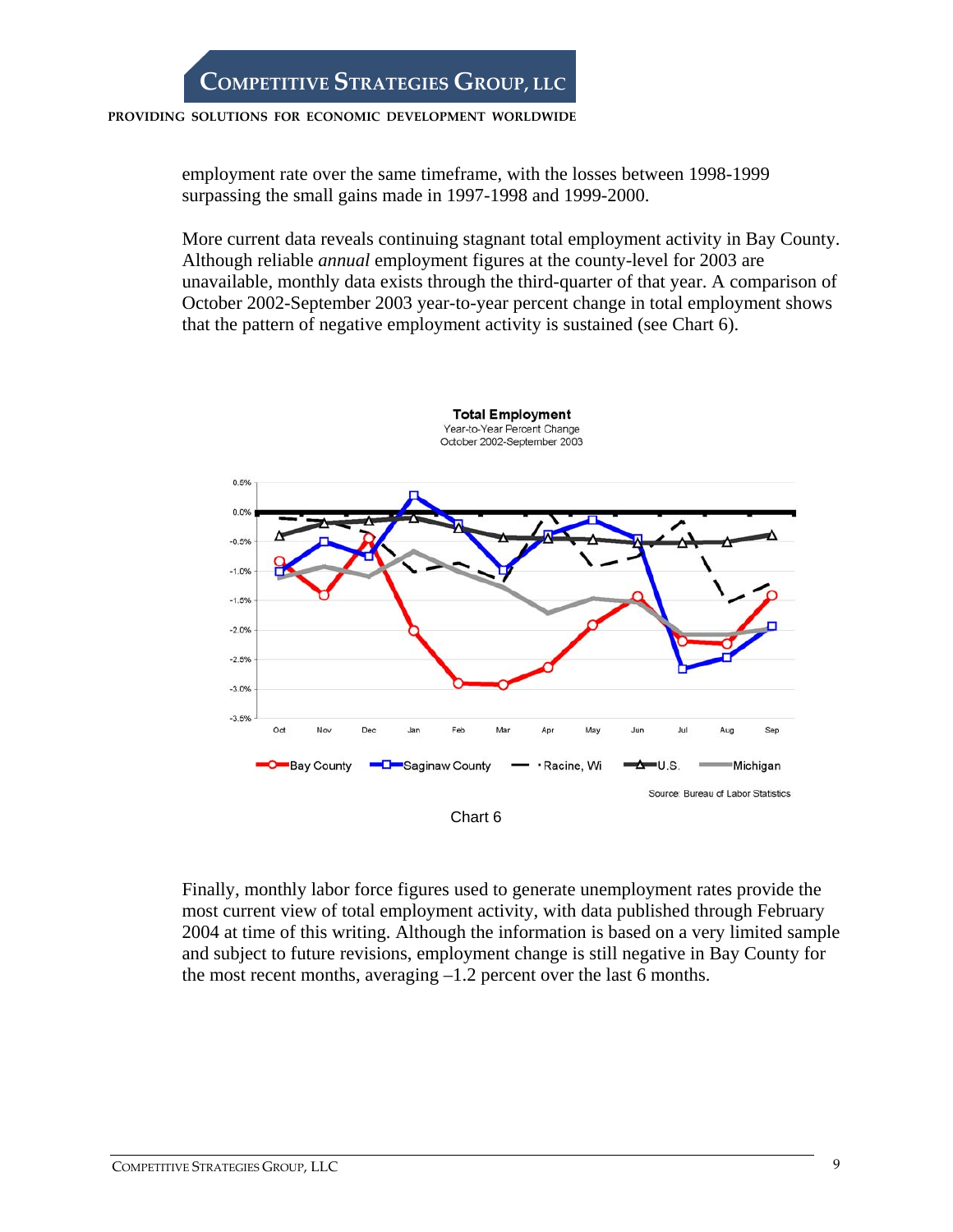employment rate over the same timeframe, with the losses between 1998-1999 surpassing the small gains made in 1997-1998 and 1999-2000.

More current data reveals continuing stagnant total employment activity in Bay County. Although reliable *annual* employment figures at the county-level for 2003 are unavailable, monthly data exists through the third-quarter of that year. A comparison of October 2002-September 2003 year-to-year percent change in total employment shows that the pattern of negative employment activity is sustained (see Chart 6).

Chart 6

Finally, monthly labor force figures used to generate unemployment rates provide the most current view of total employment activity, with data published through February 2004 at time of this writing. Although the information is based on a very limited sample and subject to future revisions, employment change is still negative in Bay County for the most recent months, averaging –1.2 percent over the last 6 months.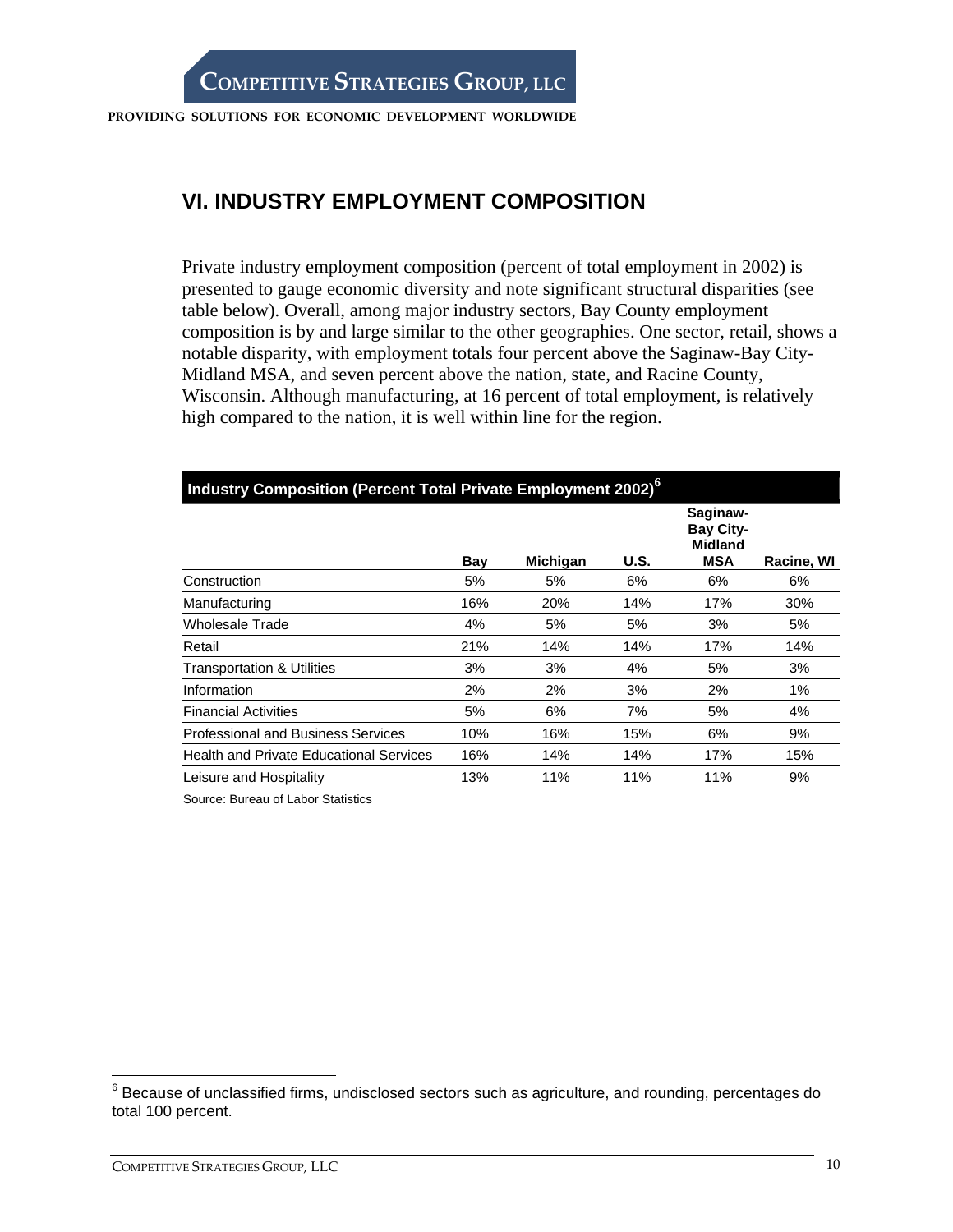## VI. INDUSTRY EMPLOYMENT COMPOSITION

Private industry employment composition (percent of total employment in 2002) is presented to gauge economic diversity and note significant structural disparities (see table below). Overall, among major industry sectors, Bay County employment composition is by and large similar to the other geographies. One sector, retail, shows a notable disparity, with employment totals four percent above the Saginaw-Bay City-Midland MSA, and seven percent above the nation, state, and Racine County, Wisconsin. Although manufacturing, at 16 percent of total employment, is relatively high compared to the nation, it is well within line for the region.

**Industry Composition (Percent Total Private Employment 2002)[6]**

| | Bay | Michigan | U.S. | Saginaw-Bay City-Midland MSA | Racine, WI |
|---|---|---|---|---|---|
| Construction | 5% | 5% | 6% | 6% | 6% |
| Manufacturing | 16% | 20% | 14% | 17% | 30% |
| Wholesale Trade | 4% | 5% | 5% | 3% | 5% |
| Retail | 21% | 14% | 14% | 17% | 14% |
| Transportation & Utilities | 3% | 3% | 4% | 5% | 3% |
| Information | 2% | 2% | 3% | 2% | 1% |
| Financial Activities | 5% | 6% | 7% | 5% | 4% |
| Professional and Business Services | 10% | 16% | 15% | 6% | 9% |
| Health and Private Educational Services | 16% | 14% | 14% | 17% | 15% |
| Leisure and Hospitality | 13% | 11% | 11% | 11% | 9% |

Source: Bureau of Labor Statistics

[6] Because of unclassified firms, undisclosed sectors such as agriculture, and rounding, percentages do total 100 percent.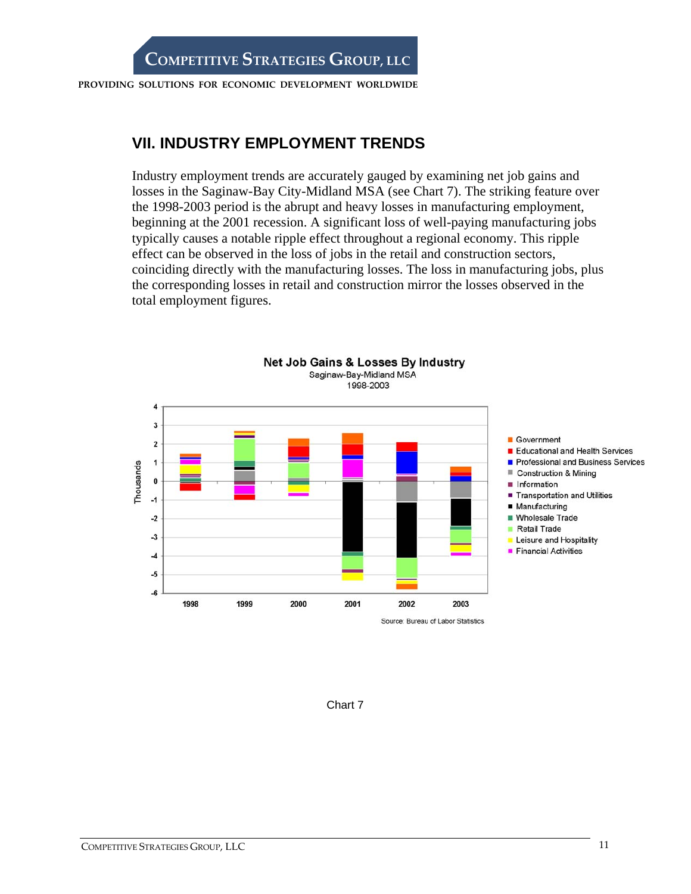## VII. INDUSTRY EMPLOYMENT TRENDS

Industry employment trends are accurately gauged by examining net job gains and losses in the Saginaw-Bay City-Midland MSA (see Chart 7). The striking feature over the 1998-2003 period is the abrupt and heavy losses in manufacturing employment, beginning at the 2001 recession. A significant loss of well-paying manufacturing jobs typically causes a notable ripple effect throughout a regional economy. This ripple effect can be observed in the loss of jobs in the retail and construction sectors, coinciding directly with the manufacturing losses. The loss in manufacturing jobs, plus the corresponding losses in retail and construction mirror the losses observed in the total employment figures.

**Net Job Gains & Losses By Industry**
Saginaw-Bay-Midland MSA
1998-2003

Source: Bureau of Labor Statistics

Chart 7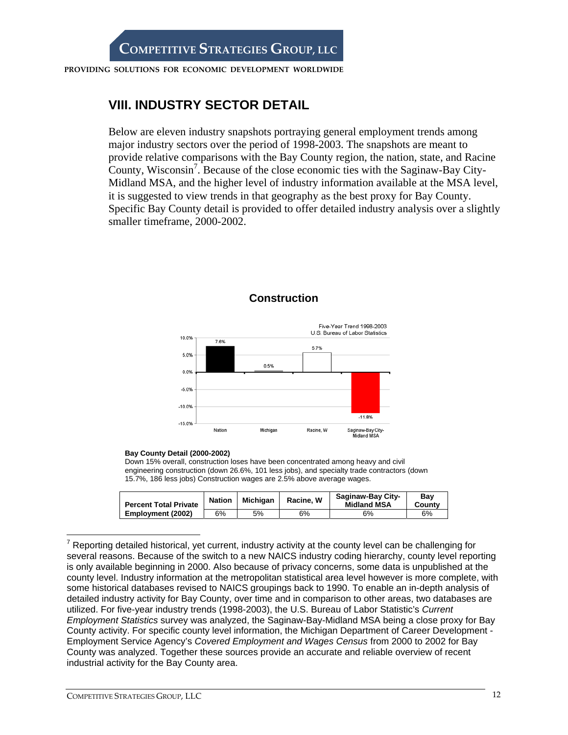## VIII. INDUSTRY SECTOR DETAIL

Below are eleven industry snapshots portraying general employment trends among major industry sectors over the period of 1998-2003. The snapshots are meant to provide relative comparisons with the Bay County region, the nation, state, and Racine County, Wisconsin[7]. Because of the close economic ties with the Saginaw-Bay City-Midland MSA, and the higher level of industry information available at the MSA level, it is suggested to view trends in that geography as the best proxy for Bay County. Specific Bay County detail is provided to offer detailed industry analysis over a slightly smaller timeframe, 2000-2002.

### Construction

Five-Year Trend 1998-2003
U.S. Bureau of Labor Statistics

| | Nation | Michigan | Racine, W | Saginaw-Bay City-Midland MSA |
|---|---|---|---|---|
| Five-Year Trend | 7.6% | 0.5% | 5.7% | -11.8% |

**Bay County Detail (2000-2002)**

Down 15% overall, construction loses have been concentrated among heavy and civil engineering construction (down 26.6%, 101 less jobs), and specialty trade contractors (down 15.7%, 186 less jobs) Construction wages are 2.5% above average wages.

| | Nation | Michigan | Racine, W | Saginaw-Bay City-Midland MSA | Bay County |
|---|---|---|---|---|---|
| **Percent Total Private Employment (2002)** | 6% | 5% | 6% | 6% | 6% |

[7] Reporting detailed historical, yet current, industry activity at the county level can be challenging for several reasons. Because of the switch to a new NAICS industry coding hierarchy, county level reporting is only available beginning in 2000. Also because of privacy concerns, some data is unpublished at the county level. Industry information at the metropolitan statistical area level however is more complete, with some historical databases revised to NAICS groupings back to 1990. To enable an in-depth analysis of detailed industry activity for Bay County, over time and in comparison to other areas, two databases are utilized. For five-year industry trends (1998-2003), the U.S. Bureau of Labor Statistic's *Current Employment Statistics* survey was analyzed, the Saginaw-Bay-Midland MSA being a close proxy for Bay County activity. For specific county level information, the Michigan Department of Career Development - Employment Service Agency's *Covered Employment and Wages Census* from 2000 to 2002 for Bay County was analyzed. Together these sources provide an accurate and reliable overview of recent industrial activity for the Bay County area.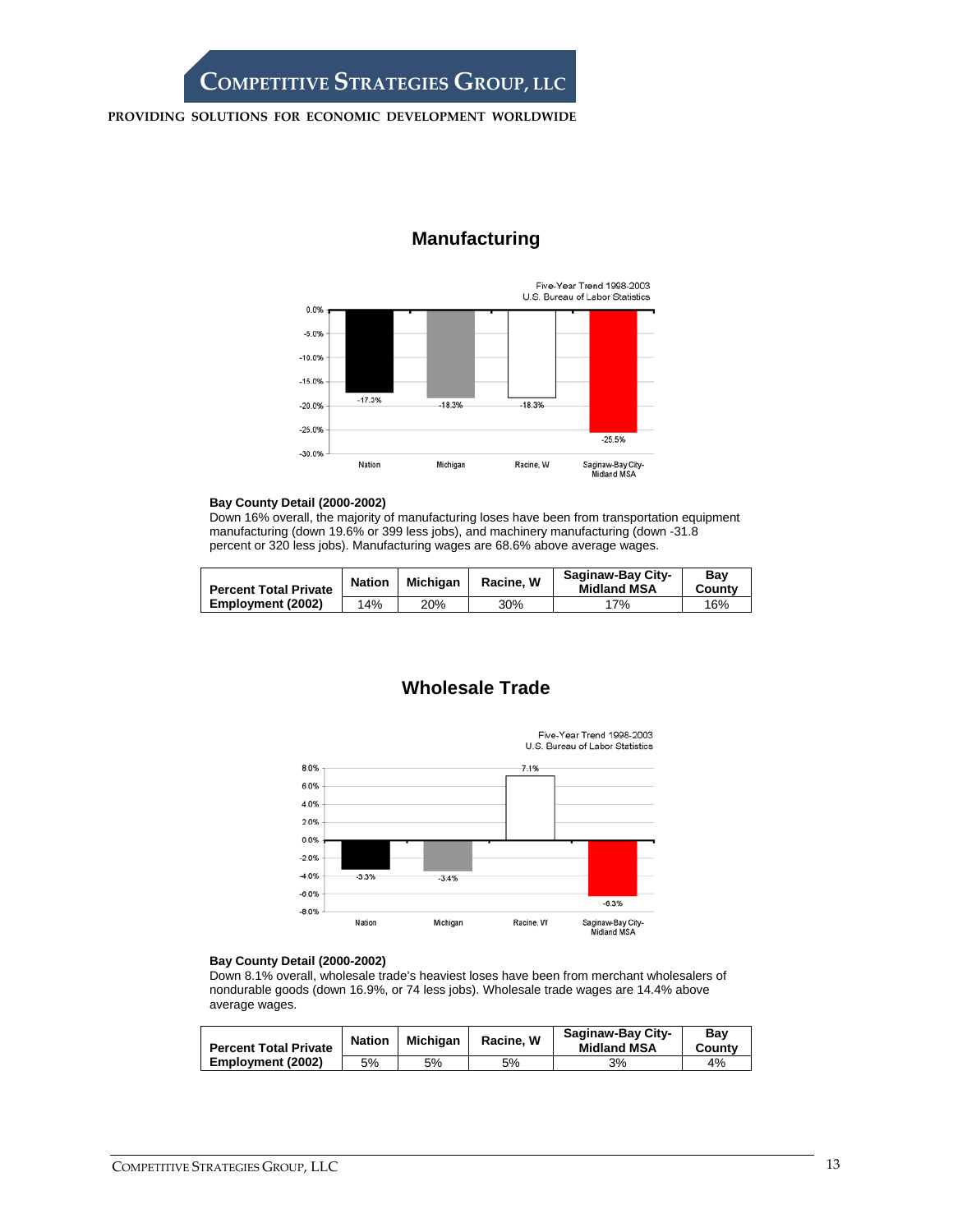## Manufacturing

Five-Year Trend 1998-2003
U.S. Bureau of Labor Statistics

| Nation | Michigan | Racine, W | Saginaw-Bay City-Midland MSA |
|---|---|---|---|
| -17.3% | -18.3% | -18.3% | -25.5% |

**Bay County Detail (2000-2002)**
Down 16% overall, the majority of manufacturing loses have been from transportation equipment manufacturing (down 19.6% or 399 less jobs), and machinery manufacturing (down -31.8 percent or 320 less jobs). Manufacturing wages are 68.6% above average wages.

| Percent Total Private Employment (2002) | Nation | Michigan | Racine, W | Saginaw-Bay City-Midland MSA | Bay County |
|---|---|---|---|---|---|
| | 14% | 20% | 30% | 17% | 16% |

## Wholesale Trade

Five-Year Trend 1998-2003
U.S. Bureau of Labor Statistics

| Nation | Michigan | Racine, W | Saginaw-Bay City-Midland MSA |
|---|---|---|---|
| -3.3% | -3.4% | 7.1% | -6.3% |

**Bay County Detail (2000-2002)**
Down 8.1% overall, wholesale trade's heaviest loses have been from merchant wholesalers of nondurable goods (down 16.9%, or 74 less jobs). Wholesale trade wages are 14.4% above average wages.

| Percent Total Private Employment (2002) | Nation | Michigan | Racine, W | Saginaw-Bay City-Midland MSA | Bay County |
|---|---|---|---|---|---|
| | 5% | 5% | 5% | 3% | 4% |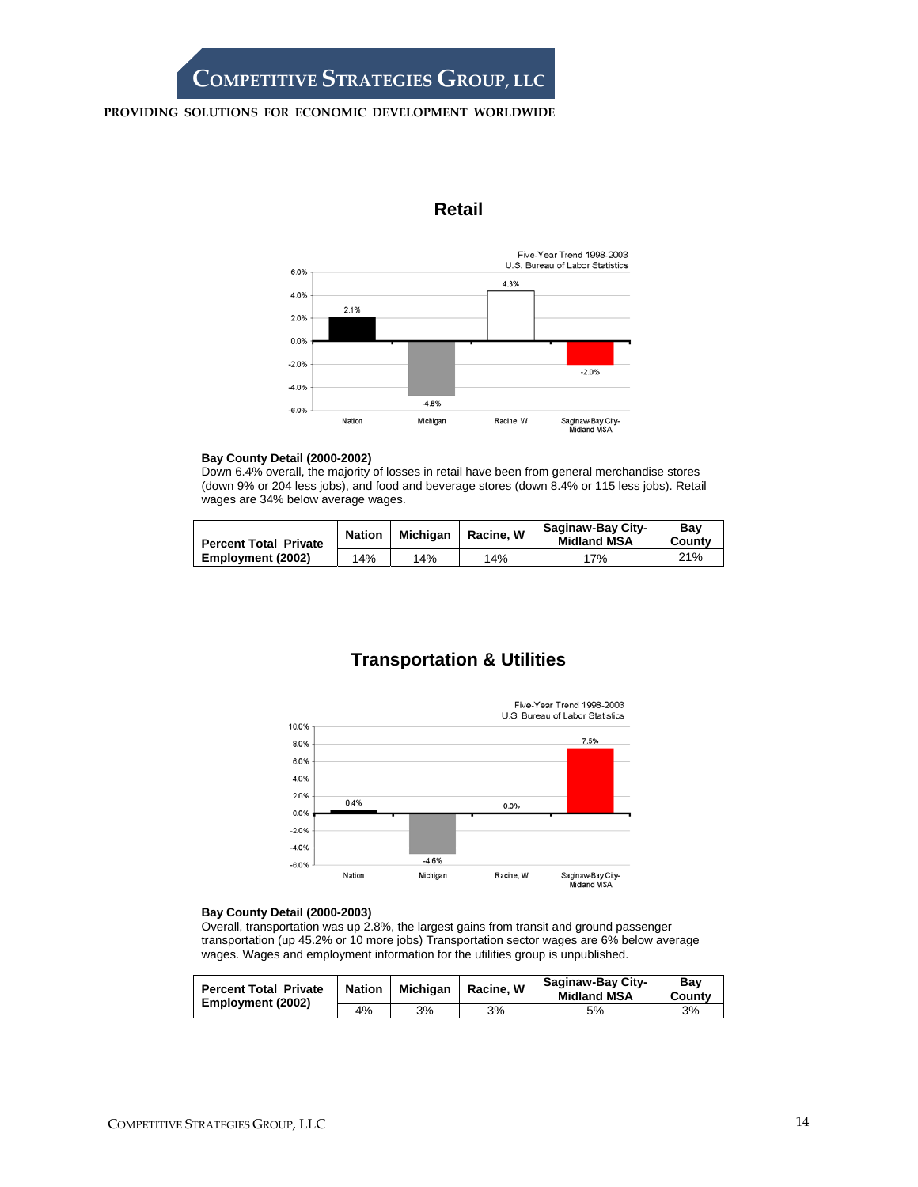## Retail

Five-Year Trend 1998-2003
U.S. Bureau of Labor Statistics

| Nation | Michigan | Racine, W | Saginaw-Bay City-Midland MSA |
|---|---|---|---|
| 2.1% | -4.8% | 4.3% | -2.0% |

**Bay County Detail (2000-2002)**
Down 6.4% overall, the majority of losses in retail have been from general merchandise stores (down 9% or 204 less jobs), and food and beverage stores (down 8.4% or 115 less jobs). Retail wages are 34% below average wages.

| Percent Total Private Employment (2002) | Nation | Michigan | Racine, W | Saginaw-Bay City-Midland MSA | Bay County |
|---|---|---|---|---|---|
| | 14% | 14% | 14% | 17% | 21% |

## Transportation & Utilities

Five-Year Trend 1998-2003
U.S. Bureau of Labor Statistics

| Nation | Michigan | Racine, W | Saginaw-Bay City-Midland MSA |
|---|---|---|---|
| 0.4% | -4.6% | 0.0% | 7.5% |

**Bay County Detail (2000-2003)**
Overall, transportation was up 2.8%, the largest gains from transit and ground passenger transportation (up 45.2% or 10 more jobs) Transportation sector wages are 6% below average wages. Wages and employment information for the utilities group is unpublished.

| Percent Total Private Employment (2002) | Nation | Michigan | Racine, W | Saginaw-Bay City-Midland MSA | Bay County |
|---|---|---|---|---|---|
| | 4% | 3% | 3% | 5% | 3% |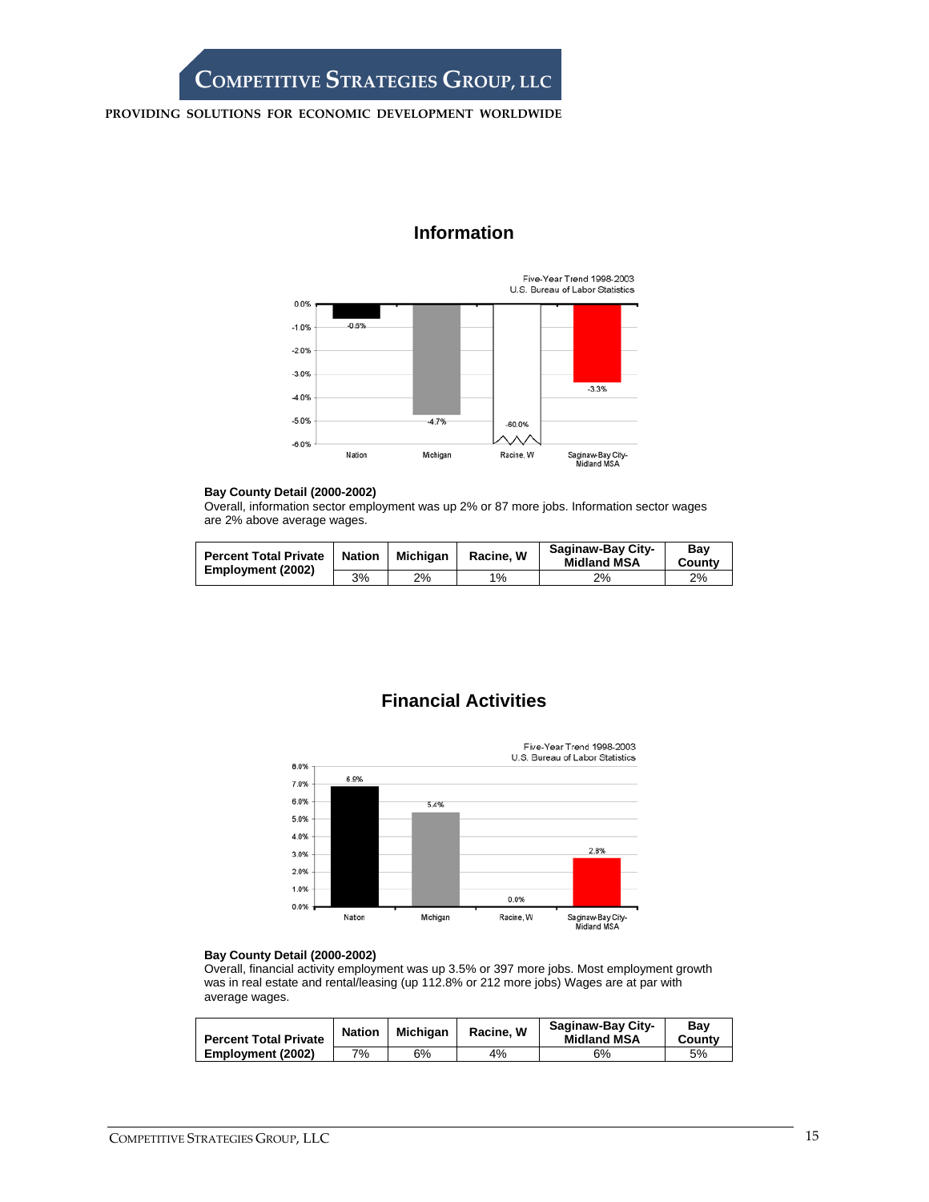## Information

Five-Year Trend 1998-2003
U.S. Bureau of Labor Statistics

| | Nation | Michigan | Racine, W | Saginaw-Bay City-Midland MSA |
|---|---|---|---|---|
| Five-Year Trend | -0.6% | -4.7% | -60.0% | -3.3% |

**Bay County Detail (2000-2002)**
Overall, information sector employment was up 2% or 87 more jobs. Information sector wages are 2% above average wages.

| Percent Total Private Employment (2002) | Nation | Michigan | Racine, W | Saginaw-Bay City-Midland MSA | Bay County |
|---|---|---|---|---|---|
| | 3% | 2% | 1% | 2% | 2% |

## Financial Activities

Five-Year Trend 1998-2003
U.S. Bureau of Labor Statistics

| | Nation | Michigan | Racine, W | Saginaw-Bay City-Midland MSA |
|---|---|---|---|---|
| Five-Year Trend | 6.9% | 5.4% | 0.0% | 2.8% |

**Bay County Detail (2000-2002)**
Overall, financial activity employment was up 3.5% or 397 more jobs. Most employment growth was in real estate and rental/leasing (up 112.8% or 212 more jobs) Wages are at par with average wages.

| Percent Total Private Employment (2002) | Nation | Michigan | Racine, W | Saginaw-Bay City-Midland MSA | Bay County |
|---|---|---|---|---|---|
| | 7% | 6% | 4% | 6% | 5% |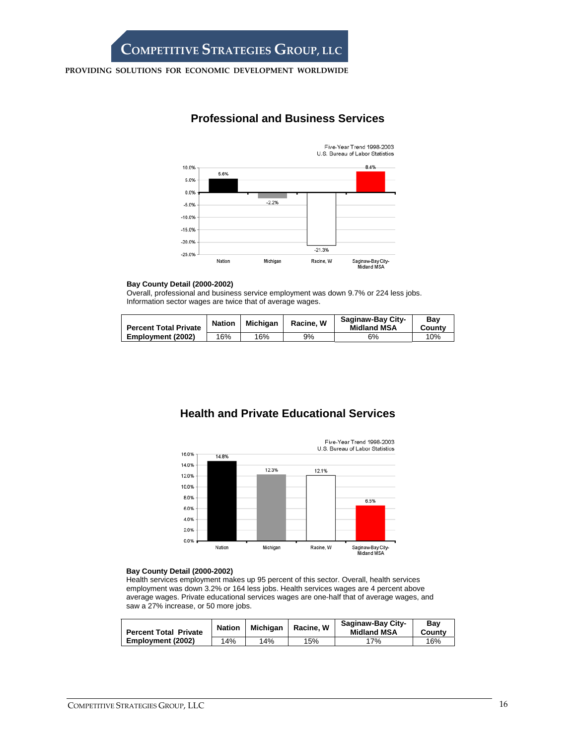## Professional and Business Services

Five-Year Trend 1998-2003
U.S. Bureau of Labor Statistics

| Nation | Michigan | Racine, W | Saginaw-Bay City-Midland MSA |
|---|---|---|---|
| 5.6% | -2.2% | -21.3% | 8.4% |

**Bay County Detail (2000-2002)**
Overall, professional and business service employment was down 9.7% or 224 less jobs. Information sector wages are twice that of average wages.

| Percent Total Private Employment (2002) | Nation | Michigan | Racine, W | Saginaw-Bay City-Midland MSA | Bay County |
|---|---|---|---|---|---|
| | 16% | 16% | 9% | 6% | 10% |

## Health and Private Educational Services

Five-Year Trend 1998-2003
U.S. Bureau of Labor Statistics

| Nation | Michigan | Racine, W | Saginaw-Bay City-Midland MSA |
|---|---|---|---|
| 14.8% | 12.3% | 12.1% | 6.5% |

**Bay County Detail (2000-2002)**
Health services employment makes up 95 percent of this sector. Overall, health services employment was down 3.2% or 164 less jobs. Health services wages are 4 percent above average wages. Private educational services wages are one-half that of average wages, and saw a 27% increase, or 50 more jobs.

| Percent Total Private Employment (2002) | Nation | Michigan | Racine, W | Saginaw-Bay City-Midland MSA | Bay County |
|---|---|---|---|---|---|
| | 14% | 14% | 15% | 17% | 16% |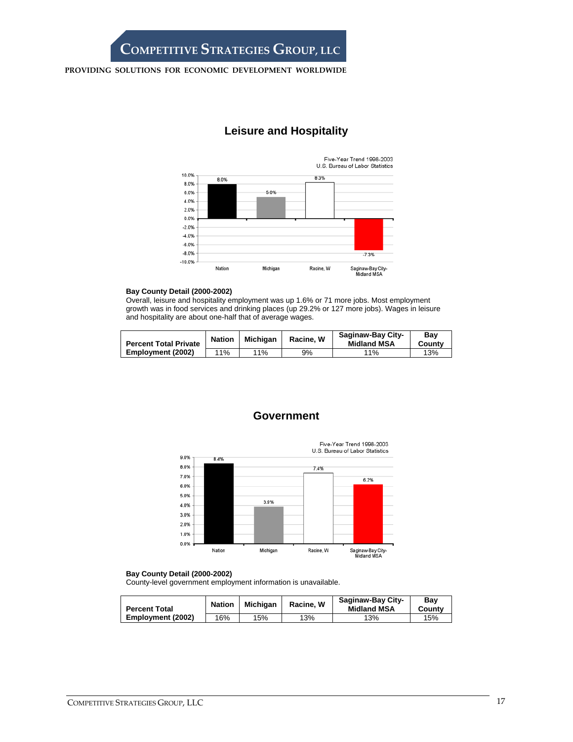## Leisure and Hospitality

Five-Year Trend 1998-2003
U.S. Bureau of Labor Statistics

| | Nation | Michigan | Racine, W | Saginaw-Bay City-Midland MSA |
|---|---|---|---|---|
| Five-Year Trend 1998-2003 | 8.0% | 5.0% | 8.3% | -7.3% |

**Bay County Detail (2000-2002)**
Overall, leisure and hospitality employment was up 1.6% or 71 more jobs. Most employment growth was in food services and drinking places (up 29.2% or 127 more jobs). Wages in leisure and hospitality are about one-half that of average wages.

| | Nation | Michigan | Racine, W | Saginaw-Bay City-Midland MSA | Bay County |
|---|---|---|---|---|---|
| **Percent Total Private Employment (2002)** | 11% | 11% | 9% | 11% | 13% |

## Government

Five-Year Trend 1998-2003
U.S. Bureau of Labor Statistics

| | Nation | Michigan | Racine, W | Saginaw-Bay City-Midland MSA |
|---|---|---|---|---|
| Five-Year Trend 1998-2003 | 8.4% | 3.9% | 7.4% | 6.2% |

**Bay County Detail (2000-2002)**
County-level government employment information is unavailable.

| | Nation | Michigan | Racine, W | Saginaw-Bay City-Midland MSA | Bay County |
|---|---|---|---|---|---|
| **Percent Total Employment (2002)** | 16% | 15% | 13% | 13% | 15% |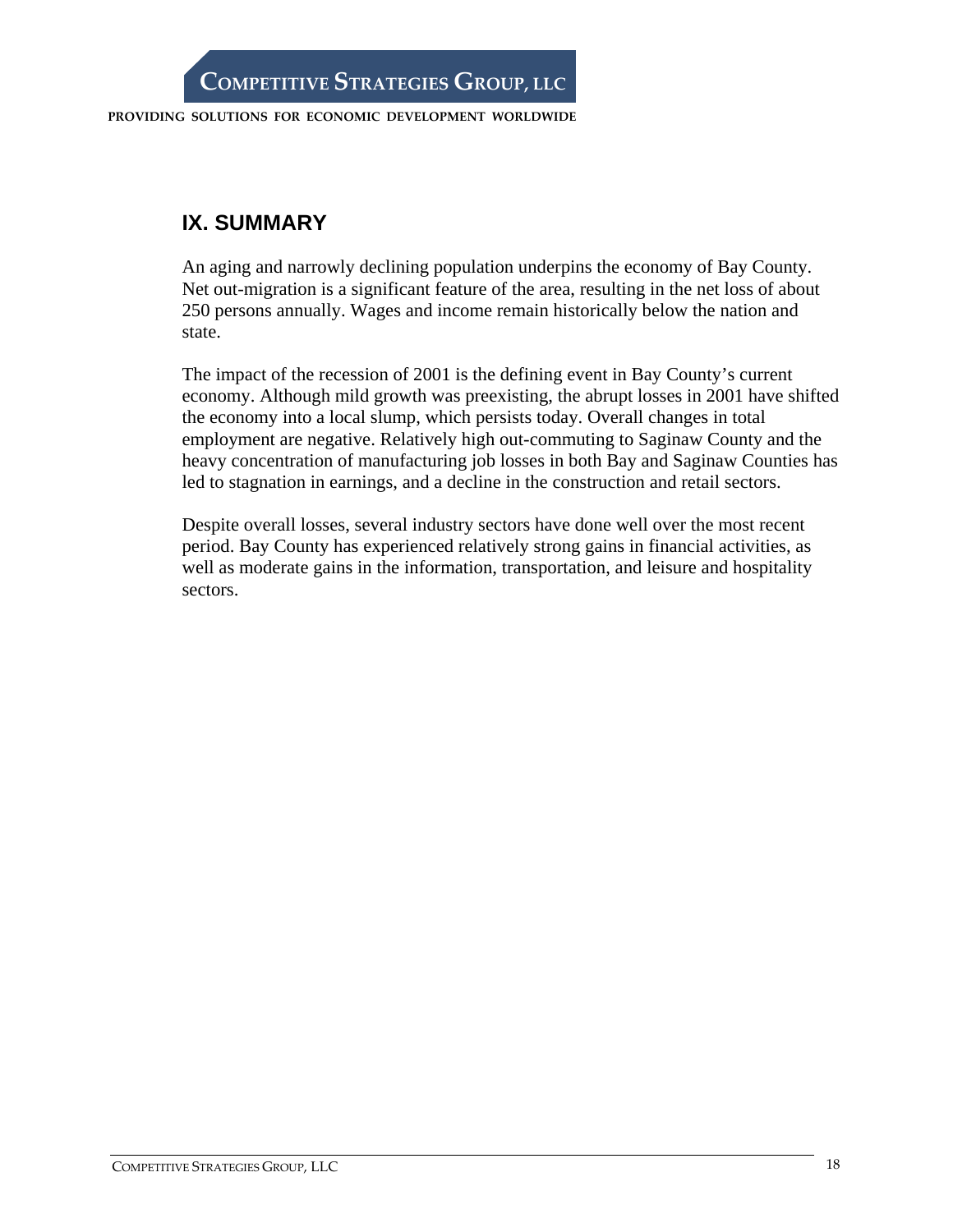## IX. SUMMARY

An aging and narrowly declining population underpins the economy of Bay County. Net out-migration is a significant feature of the area, resulting in the net loss of about 250 persons annually. Wages and income remain historically below the nation and state.

The impact of the recession of 2001 is the defining event in Bay County's current economy. Although mild growth was preexisting, the abrupt losses in 2001 have shifted the economy into a local slump, which persists today. Overall changes in total employment are negative. Relatively high out-commuting to Saginaw County and the heavy concentration of manufacturing job losses in both Bay and Saginaw Counties has led to stagnation in earnings, and a decline in the construction and retail sectors.

Despite overall losses, several industry sectors have done well over the most recent period. Bay County has experienced relatively strong gains in financial activities, as well as moderate gains in the information, transportation, and leisure and hospitality sectors.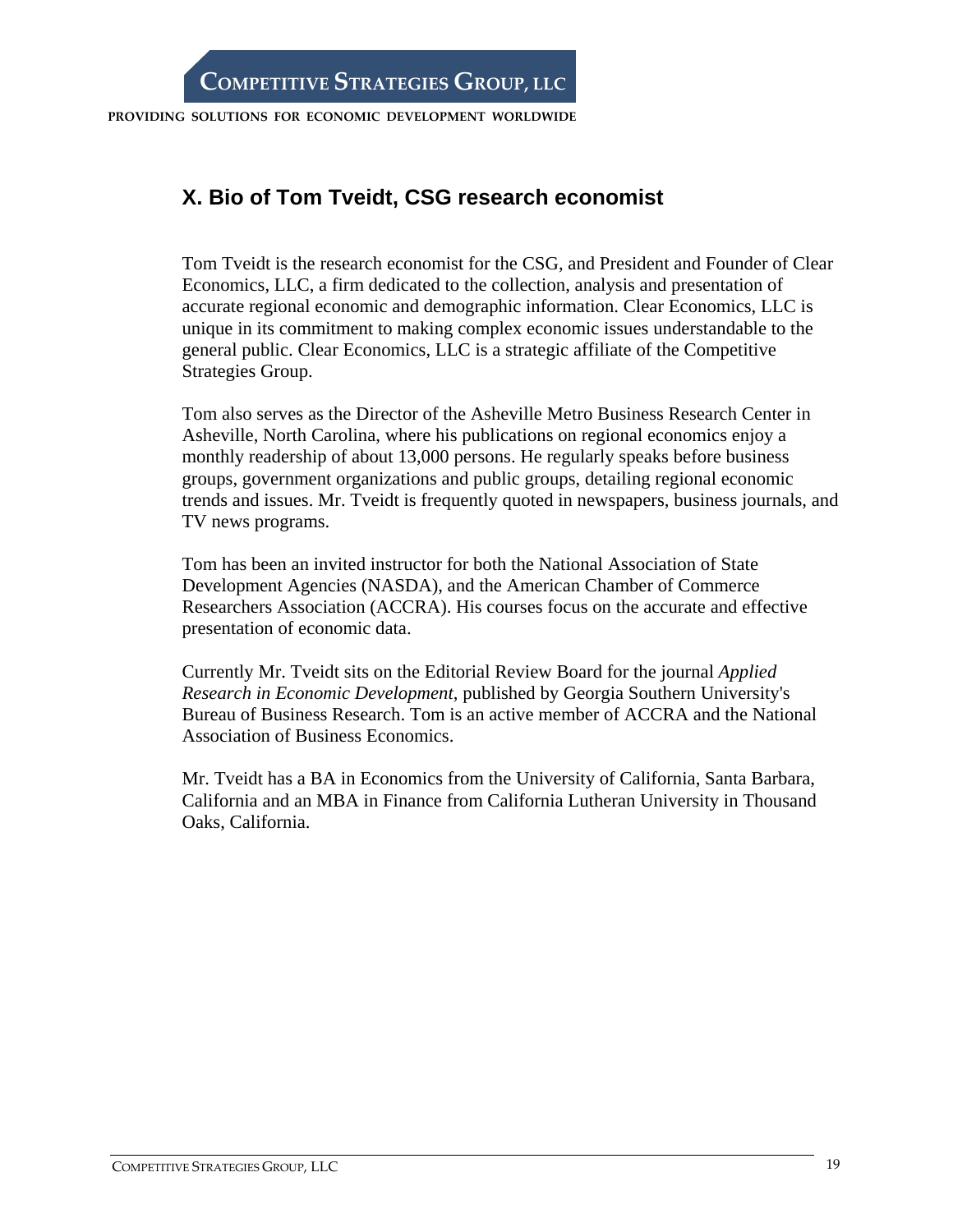## X. Bio of Tom Tveidt, CSG research economist

Tom Tveidt is the research economist for the CSG, and President and Founder of Clear Economics, LLC, a firm dedicated to the collection, analysis and presentation of accurate regional economic and demographic information. Clear Economics, LLC is unique in its commitment to making complex economic issues understandable to the general public. Clear Economics, LLC is a strategic affiliate of the Competitive Strategies Group.

Tom also serves as the Director of the Asheville Metro Business Research Center in Asheville, North Carolina, where his publications on regional economics enjoy a monthly readership of about 13,000 persons. He regularly speaks before business groups, government organizations and public groups, detailing regional economic trends and issues. Mr. Tveidt is frequently quoted in newspapers, business journals, and TV news programs.

Tom has been an invited instructor for both the National Association of State Development Agencies (NASDA), and the American Chamber of Commerce Researchers Association (ACCRA). His courses focus on the accurate and effective presentation of economic data.

Currently Mr. Tveidt sits on the Editorial Review Board for the journal *Applied Research in Economic Development*, published by Georgia Southern University's Bureau of Business Research. Tom is an active member of ACCRA and the National Association of Business Economics.

Mr. Tveidt has a BA in Economics from the University of California, Santa Barbara, California and an MBA in Finance from California Lutheran University in Thousand Oaks, California.